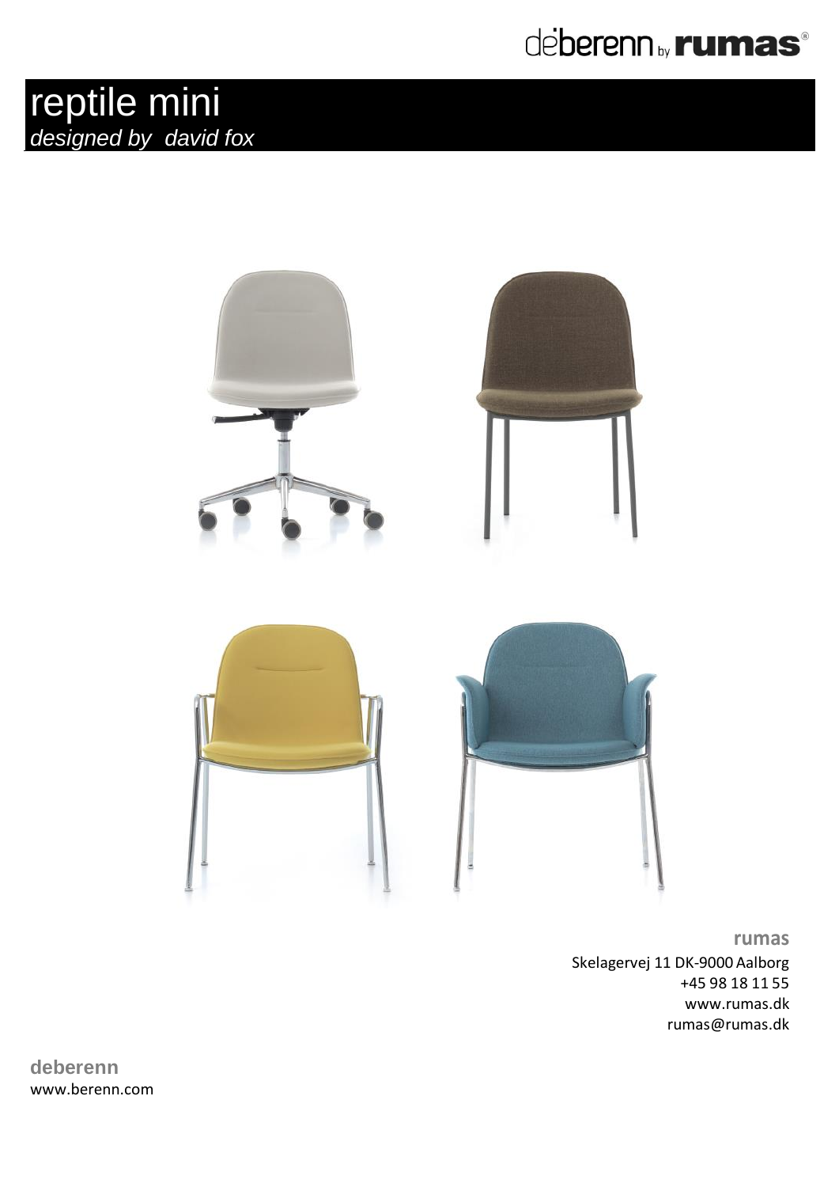deberenn by rumas®

# reptile mini

*designed by david fox*

**rumas**
Skelagervej 11 DK-9000 Aalborg
+45 98 18 11 55
www.rumas.dk
rumas@rumas.dk

**deberenn**
www.berenn.com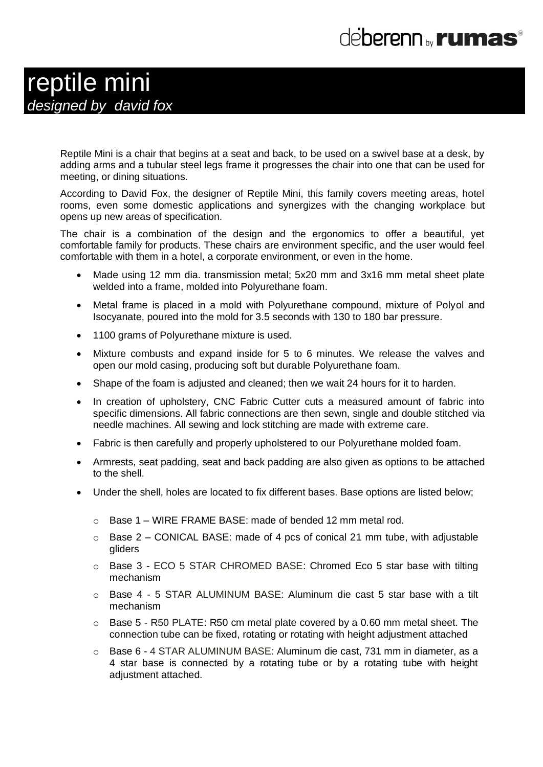# reptile mini

*designed by david fox*

Reptile Mini is a chair that begins at a seat and back, to be used on a swivel base at a desk, by adding arms and a tubular steel legs frame it progresses the chair into one that can be used for meeting, or dining situations.

According to David Fox, the designer of Reptile Mini, this family covers meeting areas, hotel rooms, even some domestic applications and synergizes with the changing workplace but opens up new areas of specification.

The chair is a combination of the design and the ergonomics to offer a beautiful, yet comfortable family for products. These chairs are environment specific, and the user would feel comfortable with them in a hotel, a corporate environment, or even in the home.

- Made using 12 mm dia. transmission metal; 5x20 mm and 3x16 mm metal sheet plate welded into a frame, molded into Polyurethane foam.
- Metal frame is placed in a mold with Polyurethane compound, mixture of Polyol and Isocyanate, poured into the mold for 3.5 seconds with 130 to 180 bar pressure.
- 1100 grams of Polyurethane mixture is used.
- Mixture combusts and expand inside for 5 to 6 minutes. We release the valves and open our mold casing, producing soft but durable Polyurethane foam.
- Shape of the foam is adjusted and cleaned; then we wait 24 hours for it to harden.
- In creation of upholstery, CNC Fabric Cutter cuts a measured amount of fabric into specific dimensions. All fabric connections are then sewn, single and double stitched via needle machines. All sewing and lock stitching are made with extreme care.
- Fabric is then carefully and properly upholstered to our Polyurethane molded foam.
- Armrests, seat padding, seat and back padding are also given as options to be attached to the shell.
- Under the shell, holes are located to fix different bases. Base options are listed below;
  - Base 1 – WIRE FRAME BASE: made of bended 12 mm metal rod.
  - Base 2 – CONICAL BASE: made of 4 pcs of conical 21 mm tube, with adjustable gliders
  - Base 3 - ECO 5 STAR CHROMED BASE: Chromed Eco 5 star base with tilting mechanism
  - Base 4 - 5 STAR ALUMINUM BASE: Aluminum die cast 5 star base with a tilt mechanism
  - Base 5 - R50 PLATE: R50 cm metal plate covered by a 0.60 mm metal sheet. The connection tube can be fixed, rotating or rotating with height adjustment attached
  - Base 6 - 4 STAR ALUMINUM BASE: Aluminum die cast, 731 mm in diameter, as a 4 star base is connected by a rotating tube or by a rotating tube with height adjustment attached.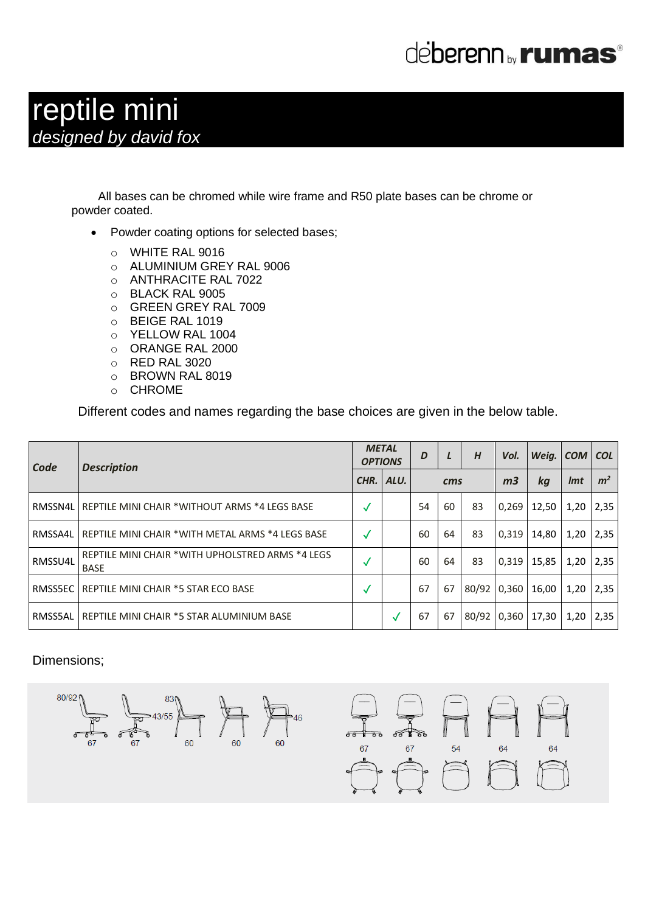# reptile mini

*designed by david fox*

All bases can be chromed while wire frame and R50 plate bases can be chrome or powder coated.

- Powder coating options for selected bases;
  - WHITE RAL 9016
  - ALUMINIUM GREY RAL 9006
  - ANTHRACITE RAL 7022
  - BLACK RAL 9005
  - GREEN GREY RAL 7009
  - BEIGE RAL 1019
  - YELLOW RAL 1004
  - ORANGE RAL 2000
  - RED RAL 3020
  - BROWN RAL 8019
  - CHROME

Different codes and names regarding the base choices are given in the below table.

| ***Code*** | ***Description*** | ***METAL OPTIONS*** | | ***D*** | ***L*** | ***H*** | ***Vol.*** | ***Weig.*** | ***COM*** | ***COL*** |
|---|---|---|---|---|---|---|---|---|---|---|
| | | ***CHR.*** | ***ALU.*** | ***cms*** | | | ***m3*** | ***kg*** | ***lmt*** | ***m²*** |
| RMSSN4L | REPTILE MINI CHAIR *WITHOUT ARMS *4 LEGS BASE | ✓ | | 54 | 60 | 83 | 0,269 | 12,50 | 1,20 | 2,35 |
| RMSSA4L | REPTILE MINI CHAIR *WITH METAL ARMS *4 LEGS BASE | ✓ | | 60 | 64 | 83 | 0,319 | 14,80 | 1,20 | 2,35 |
| RMSSU4L | REPTILE MINI CHAIR *WITH UPHOLSTRED ARMS *4 LEGS BASE | ✓ | | 60 | 64 | 83 | 0,319 | 15,85 | 1,20 | 2,35 |
| RMSS5EC | REPTILE MINI CHAIR *5 STAR ECO BASE | ✓ | | 67 | 67 | 80/92 | 0,360 | 16,00 | 1,20 | 2,35 |
| RMSS5AL | REPTILE MINI CHAIR *5 STAR ALUMINIUM BASE | | ✓ | 67 | 67 | 80/92 | 0,360 | 17,30 | 1,20 | 2,35 |

Dimensions;

80/92
43/55
83
46
67
67
60
60
60
67
67
54
64
64